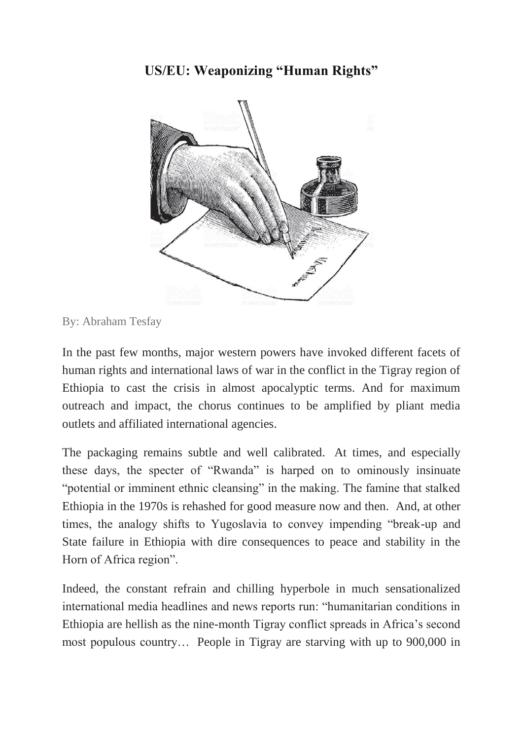# US/EU: Weaponizing "Human Rights"

By: Abraham Tesfay

In the past few months, major western powers have invoked different facets of human rights and international laws of war in the conflict in the Tigray region of Ethiopia to cast the crisis in almost apocalyptic terms. And for maximum outreach and impact, the chorus continues to be amplified by pliant media outlets and affiliated international agencies.

The packaging remains subtle and well calibrated. At times, and especially these days, the specter of "Rwanda" is harped on to ominously insinuate "potential or imminent ethnic cleansing" in the making. The famine that stalked Ethiopia in the 1970s is rehashed for good measure now and then. And, at other times, the analogy shifts to Yugoslavia to convey impending "break-up and State failure in Ethiopia with dire consequences to peace and stability in the Horn of Africa region".

Indeed, the constant refrain and chilling hyperbole in much sensationalized international media headlines and news reports run: "humanitarian conditions in Ethiopia are hellish as the nine-month Tigray conflict spreads in Africa's second most populous country… People in Tigray are starving with up to 900,000 in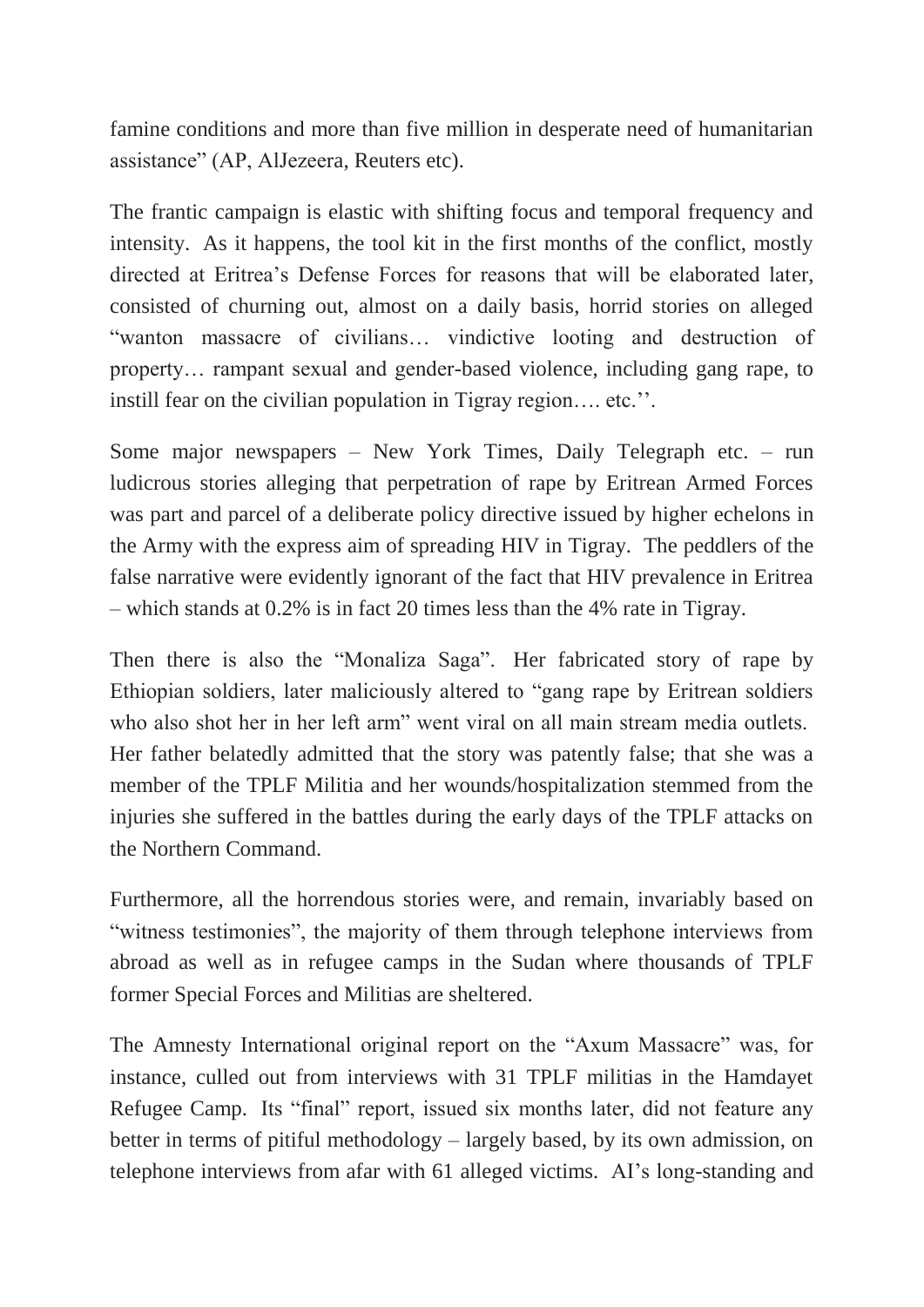famine conditions and more than five million in desperate need of humanitarian assistance" (AP, AlJezeera, Reuters etc).

The frantic campaign is elastic with shifting focus and temporal frequency and intensity. As it happens, the tool kit in the first months of the conflict, mostly directed at Eritrea's Defense Forces for reasons that will be elaborated later, consisted of churning out, almost on a daily basis, horrid stories on alleged "wanton massacre of civilians… vindictive looting and destruction of property… rampant sexual and gender-based violence, including gang rape, to instill fear on the civilian population in Tigray region…. etc.''.

Some major newspapers – New York Times, Daily Telegraph etc. – run ludicrous stories alleging that perpetration of rape by Eritrean Armed Forces was part and parcel of a deliberate policy directive issued by higher echelons in the Army with the express aim of spreading HIV in Tigray. The peddlers of the false narrative were evidently ignorant of the fact that HIV prevalence in Eritrea – which stands at 0.2% is in fact 20 times less than the 4% rate in Tigray.

Then there is also the "Monaliza Saga". Her fabricated story of rape by Ethiopian soldiers, later maliciously altered to "gang rape by Eritrean soldiers who also shot her in her left arm" went viral on all main stream media outlets. Her father belatedly admitted that the story was patently false; that she was a member of the TPLF Militia and her wounds/hospitalization stemmed from the injuries she suffered in the battles during the early days of the TPLF attacks on the Northern Command.

Furthermore, all the horrendous stories were, and remain, invariably based on "witness testimonies", the majority of them through telephone interviews from abroad as well as in refugee camps in the Sudan where thousands of TPLF former Special Forces and Militias are sheltered.

The Amnesty International original report on the "Axum Massacre" was, for instance, culled out from interviews with 31 TPLF militias in the Hamdayet Refugee Camp. Its "final" report, issued six months later, did not feature any better in terms of pitiful methodology – largely based, by its own admission, on telephone interviews from afar with 61 alleged victims. AI's long-standing and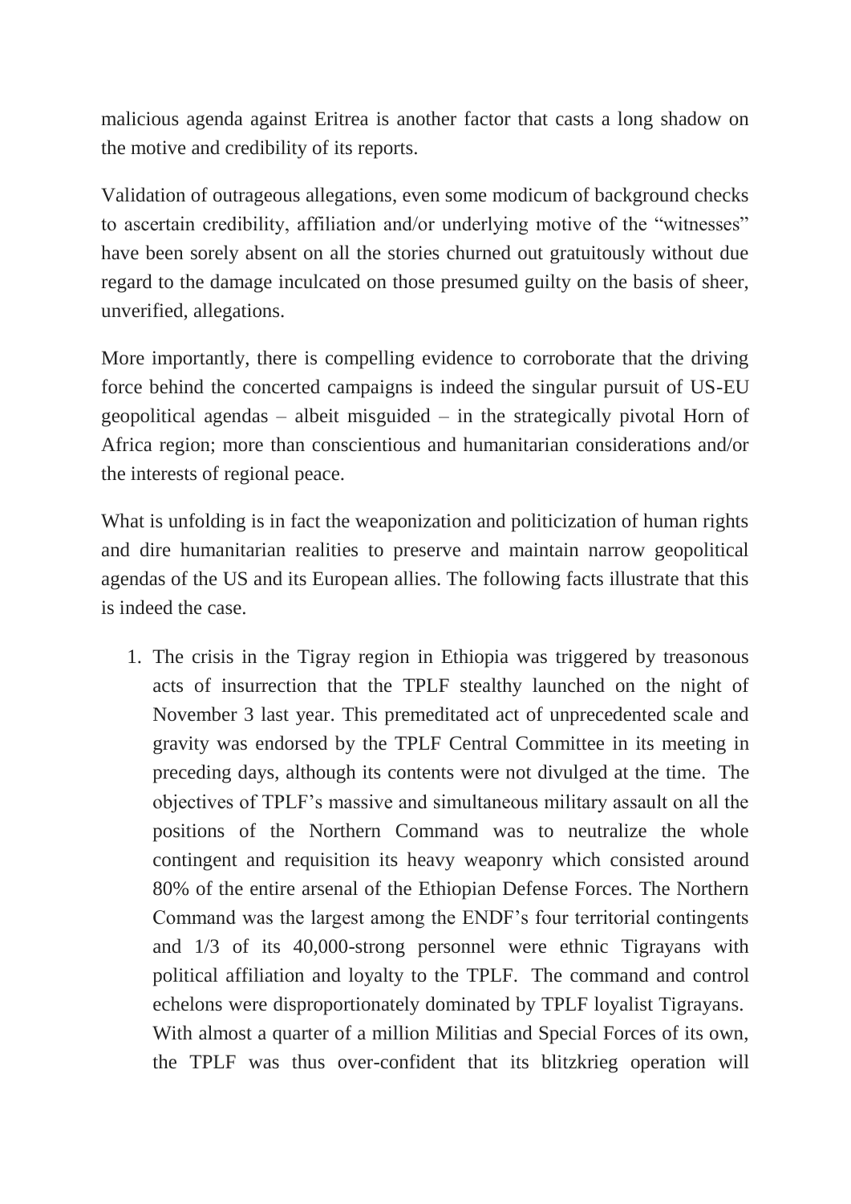malicious agenda against Eritrea is another factor that casts a long shadow on the motive and credibility of its reports.

Validation of outrageous allegations, even some modicum of background checks to ascertain credibility, affiliation and/or underlying motive of the "witnesses" have been sorely absent on all the stories churned out gratuitously without due regard to the damage inculcated on those presumed guilty on the basis of sheer, unverified, allegations.

More importantly, there is compelling evidence to corroborate that the driving force behind the concerted campaigns is indeed the singular pursuit of US-EU geopolitical agendas – albeit misguided – in the strategically pivotal Horn of Africa region; more than conscientious and humanitarian considerations and/or the interests of regional peace.

What is unfolding is in fact the weaponization and politicization of human rights and dire humanitarian realities to preserve and maintain narrow geopolitical agendas of the US and its European allies. The following facts illustrate that this is indeed the case.

1. The crisis in the Tigray region in Ethiopia was triggered by treasonous acts of insurrection that the TPLF stealthy launched on the night of November 3 last year. This premeditated act of unprecedented scale and gravity was endorsed by the TPLF Central Committee in its meeting in preceding days, although its contents were not divulged at the time. The objectives of TPLF's massive and simultaneous military assault on all the positions of the Northern Command was to neutralize the whole contingent and requisition its heavy weaponry which consisted around 80% of the entire arsenal of the Ethiopian Defense Forces. The Northern Command was the largest among the ENDF's four territorial contingents and 1/3 of its 40,000-strong personnel were ethnic Tigrayans with political affiliation and loyalty to the TPLF. The command and control echelons were disproportionately dominated by TPLF loyalist Tigrayans. With almost a quarter of a million Militias and Special Forces of its own, the TPLF was thus over-confident that its blitzkrieg operation will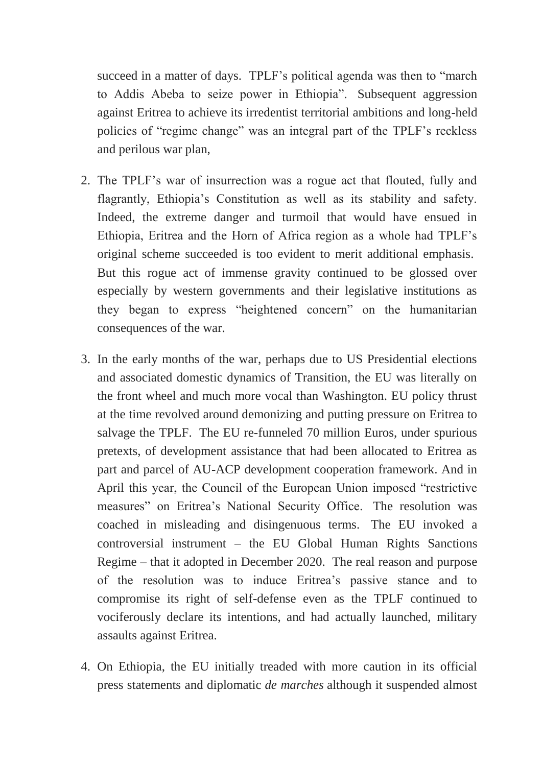succeed in a matter of days. TPLF's political agenda was then to "march to Addis Abeba to seize power in Ethiopia". Subsequent aggression against Eritrea to achieve its irredentist territorial ambitions and long-held policies of "regime change" was an integral part of the TPLF's reckless and perilous war plan,

2. The TPLF's war of insurrection was a rogue act that flouted, fully and flagrantly, Ethiopia's Constitution as well as its stability and safety. Indeed, the extreme danger and turmoil that would have ensued in Ethiopia, Eritrea and the Horn of Africa region as a whole had TPLF's original scheme succeeded is too evident to merit additional emphasis. But this rogue act of immense gravity continued to be glossed over especially by western governments and their legislative institutions as they began to express "heightened concern" on the humanitarian consequences of the war.

3. In the early months of the war, perhaps due to US Presidential elections and associated domestic dynamics of Transition, the EU was literally on the front wheel and much more vocal than Washington. EU policy thrust at the time revolved around demonizing and putting pressure on Eritrea to salvage the TPLF. The EU re-funneled 70 million Euros, under spurious pretexts, of development assistance that had been allocated to Eritrea as part and parcel of AU-ACP development cooperation framework. And in April this year, the Council of the European Union imposed "restrictive measures" on Eritrea's National Security Office. The resolution was coached in misleading and disingenuous terms. The EU invoked a controversial instrument – the EU Global Human Rights Sanctions Regime – that it adopted in December 2020. The real reason and purpose of the resolution was to induce Eritrea's passive stance and to compromise its right of self-defense even as the TPLF continued to vociferously declare its intentions, and had actually launched, military assaults against Eritrea.

4. On Ethiopia, the EU initially treaded with more caution in its official press statements and diplomatic *de marches* although it suspended almost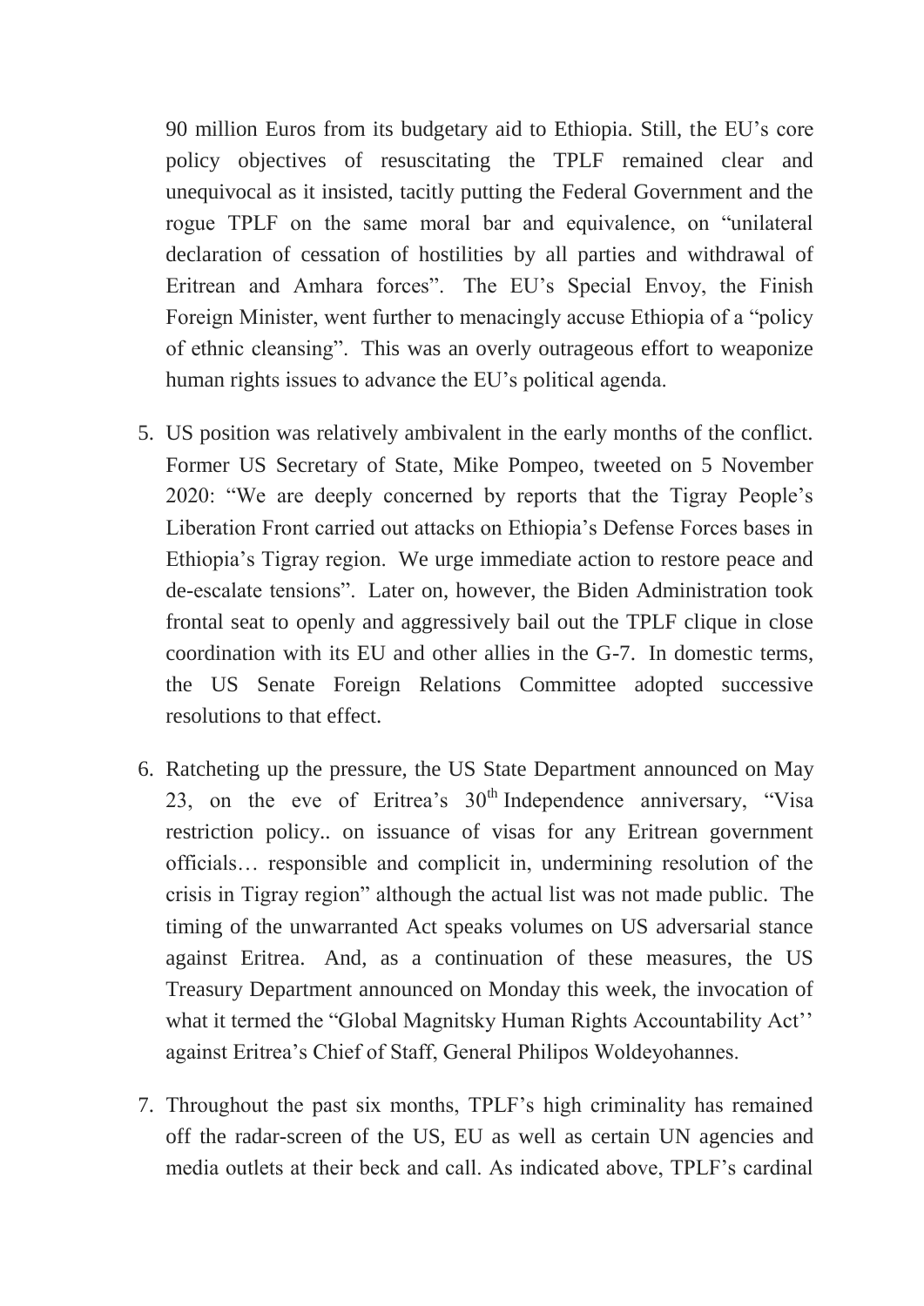90 million Euros from its budgetary aid to Ethiopia. Still, the EU's core policy objectives of resuscitating the TPLF remained clear and unequivocal as it insisted, tacitly putting the Federal Government and the rogue TPLF on the same moral bar and equivalence, on "unilateral declaration of cessation of hostilities by all parties and withdrawal of Eritrean and Amhara forces". The EU's Special Envoy, the Finish Foreign Minister, went further to menacingly accuse Ethiopia of a "policy of ethnic cleansing". This was an overly outrageous effort to weaponize human rights issues to advance the EU's political agenda.

5. US position was relatively ambivalent in the early months of the conflict. Former US Secretary of State, Mike Pompeo, tweeted on 5 November 2020: "We are deeply concerned by reports that the Tigray People's Liberation Front carried out attacks on Ethiopia's Defense Forces bases in Ethiopia's Tigray region. We urge immediate action to restore peace and de-escalate tensions". Later on, however, the Biden Administration took frontal seat to openly and aggressively bail out the TPLF clique in close coordination with its EU and other allies in the G-7. In domestic terms, the US Senate Foreign Relations Committee adopted successive resolutions to that effect.

6. Ratcheting up the pressure, the US State Department announced on May 23, on the eve of Eritrea's 30th Independence anniversary, "Visa restriction policy.. on issuance of visas for any Eritrean government officials… responsible and complicit in, undermining resolution of the crisis in Tigray region" although the actual list was not made public. The timing of the unwarranted Act speaks volumes on US adversarial stance against Eritrea. And, as a continuation of these measures, the US Treasury Department announced on Monday this week, the invocation of what it termed the "Global Magnitsky Human Rights Accountability Act'' against Eritrea's Chief of Staff, General Philipos Woldeyohannes.

7. Throughout the past six months, TPLF's high criminality has remained off the radar-screen of the US, EU as well as certain UN agencies and media outlets at their beck and call. As indicated above, TPLF's cardinal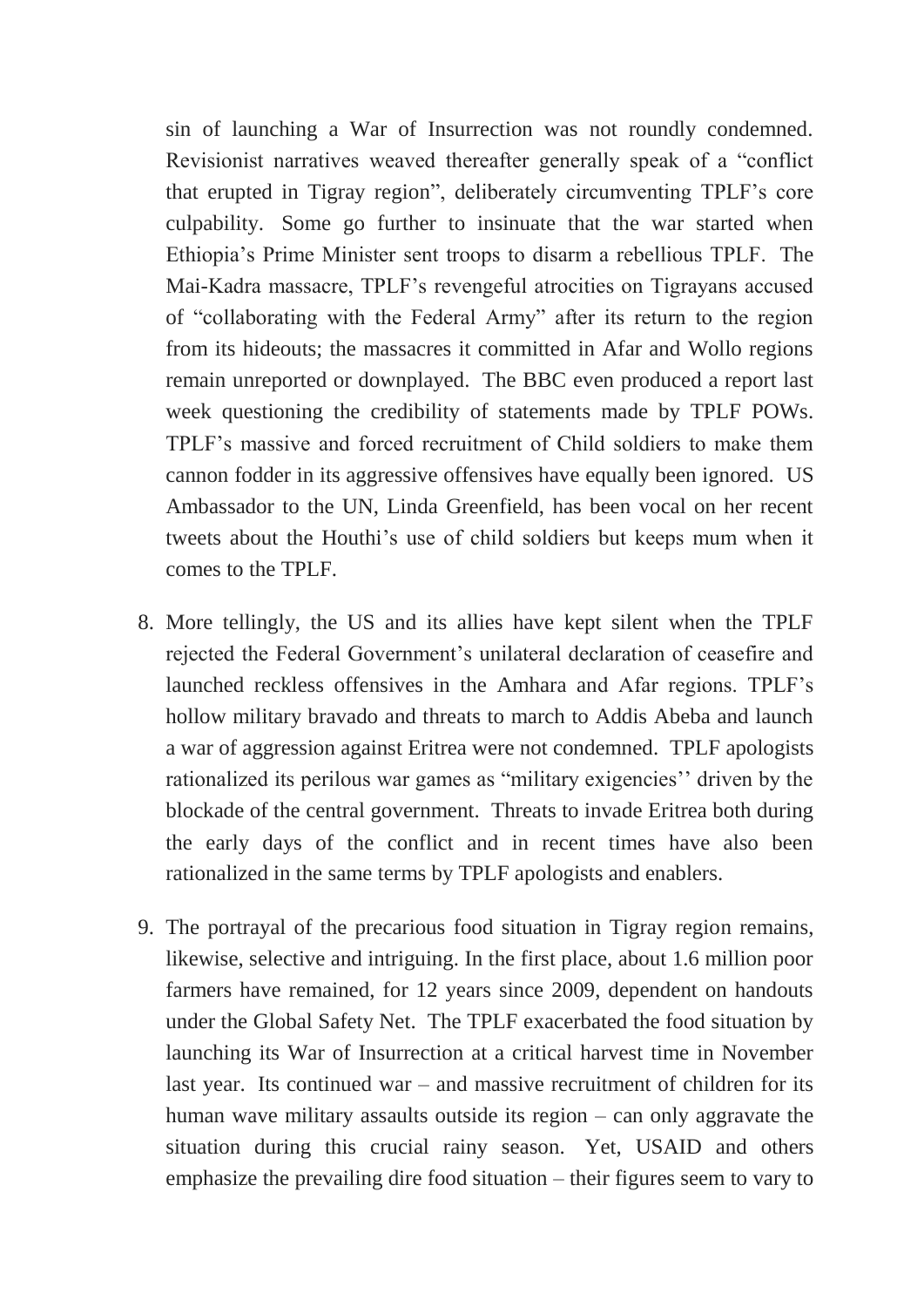sin of launching a War of Insurrection was not roundly condemned. Revisionist narratives weaved thereafter generally speak of a "conflict that erupted in Tigray region", deliberately circumventing TPLF's core culpability. Some go further to insinuate that the war started when Ethiopia's Prime Minister sent troops to disarm a rebellious TPLF. The Mai-Kadra massacre, TPLF's revengeful atrocities on Tigrayans accused of "collaborating with the Federal Army" after its return to the region from its hideouts; the massacres it committed in Afar and Wollo regions remain unreported or downplayed. The BBC even produced a report last week questioning the credibility of statements made by TPLF POWs. TPLF's massive and forced recruitment of Child soldiers to make them cannon fodder in its aggressive offensives have equally been ignored. US Ambassador to the UN, Linda Greenfield, has been vocal on her recent tweets about the Houthi's use of child soldiers but keeps mum when it comes to the TPLF.

8. More tellingly, the US and its allies have kept silent when the TPLF rejected the Federal Government's unilateral declaration of ceasefire and launched reckless offensives in the Amhara and Afar regions. TPLF's hollow military bravado and threats to march to Addis Abeba and launch a war of aggression against Eritrea were not condemned. TPLF apologists rationalized its perilous war games as "military exigencies'' driven by the blockade of the central government. Threats to invade Eritrea both during the early days of the conflict and in recent times have also been rationalized in the same terms by TPLF apologists and enablers.

9. The portrayal of the precarious food situation in Tigray region remains, likewise, selective and intriguing. In the first place, about 1.6 million poor farmers have remained, for 12 years since 2009, dependent on handouts under the Global Safety Net. The TPLF exacerbated the food situation by launching its War of Insurrection at a critical harvest time in November last year. Its continued war – and massive recruitment of children for its human wave military assaults outside its region – can only aggravate the situation during this crucial rainy season. Yet, USAID and others emphasize the prevailing dire food situation – their figures seem to vary to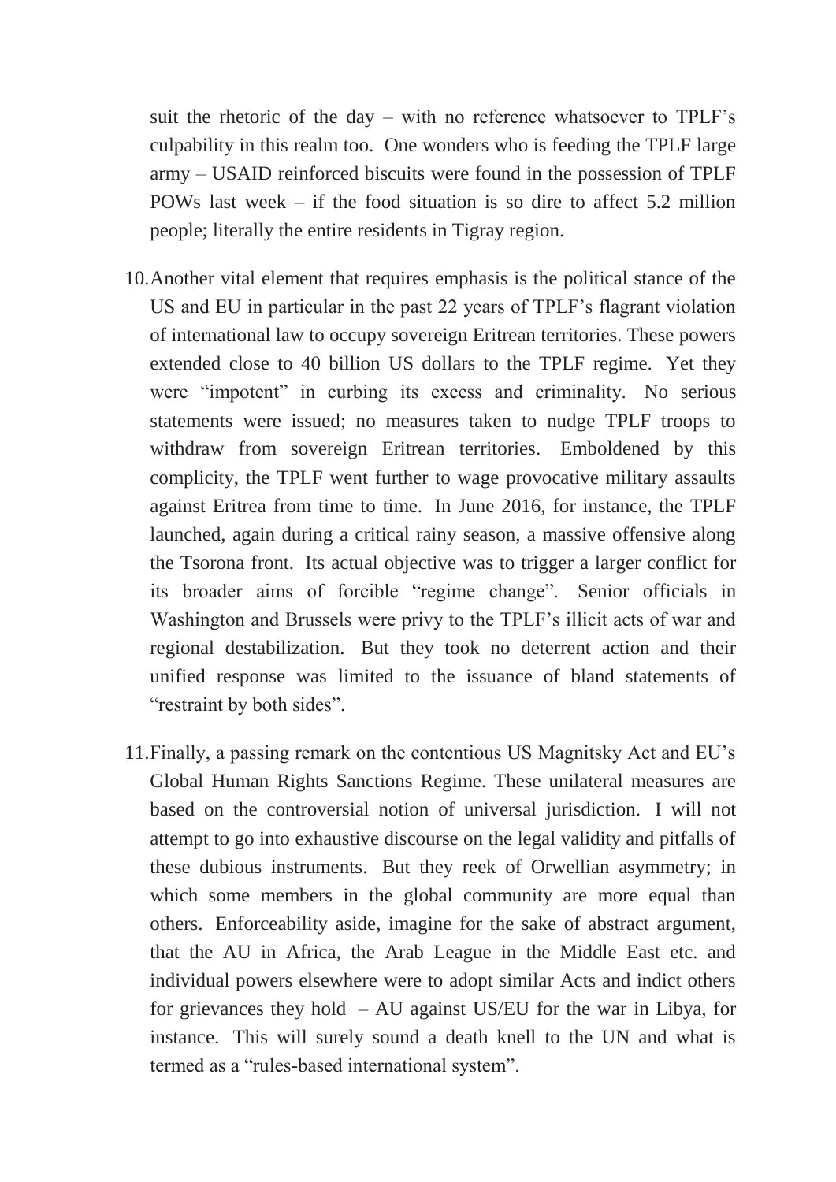suit the rhetoric of the day – with no reference whatsoever to TPLF's culpability in this realm too. One wonders who is feeding the TPLF large army – USAID reinforced biscuits were found in the possession of TPLF POWs last week – if the food situation is so dire to affect 5.2 million people; literally the entire residents in Tigray region.

10. Another vital element that requires emphasis is the political stance of the US and EU in particular in the past 22 years of TPLF's flagrant violation of international law to occupy sovereign Eritrean territories. These powers extended close to 40 billion US dollars to the TPLF regime. Yet they were "impotent" in curbing its excess and criminality. No serious statements were issued; no measures taken to nudge TPLF troops to withdraw from sovereign Eritrean territories. Emboldened by this complicity, the TPLF went further to wage provocative military assaults against Eritrea from time to time. In June 2016, for instance, the TPLF launched, again during a critical rainy season, a massive offensive along the Tsorona front. Its actual objective was to trigger a larger conflict for its broader aims of forcible "regime change". Senior officials in Washington and Brussels were privy to the TPLF's illicit acts of war and regional destabilization. But they took no deterrent action and their unified response was limited to the issuance of bland statements of "restraint by both sides".

11. Finally, a passing remark on the contentious US Magnitsky Act and EU's Global Human Rights Sanctions Regime. These unilateral measures are based on the controversial notion of universal jurisdiction. I will not attempt to go into exhaustive discourse on the legal validity and pitfalls of these dubious instruments. But they reek of Orwellian asymmetry; in which some members in the global community are more equal than others. Enforceability aside, imagine for the sake of abstract argument, that the AU in Africa, the Arab League in the Middle East etc. and individual powers elsewhere were to adopt similar Acts and indict others for grievances they hold – AU against US/EU for the war in Libya, for instance. This will surely sound a death knell to the UN and what is termed as a "rules-based international system".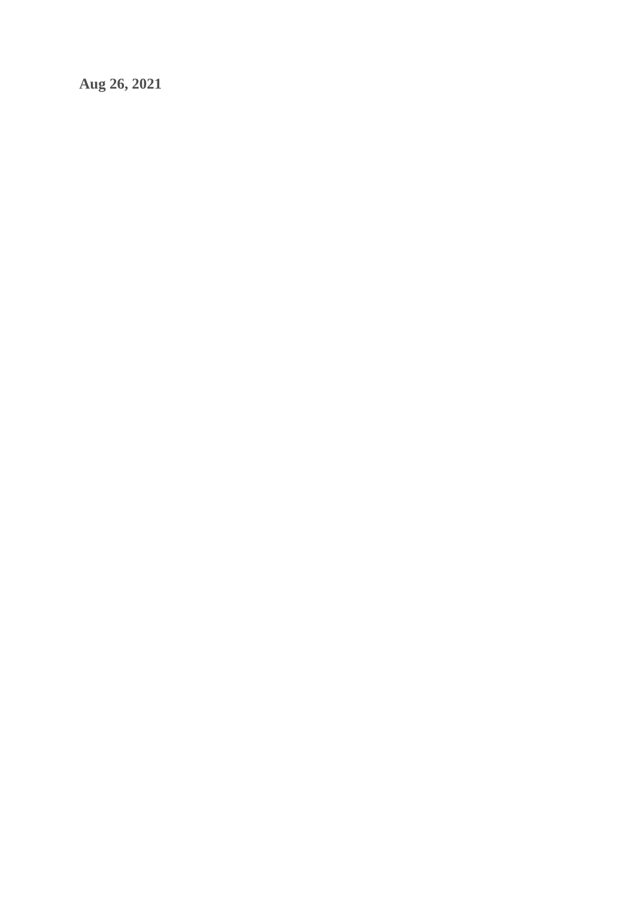**Aug 26, 2021**